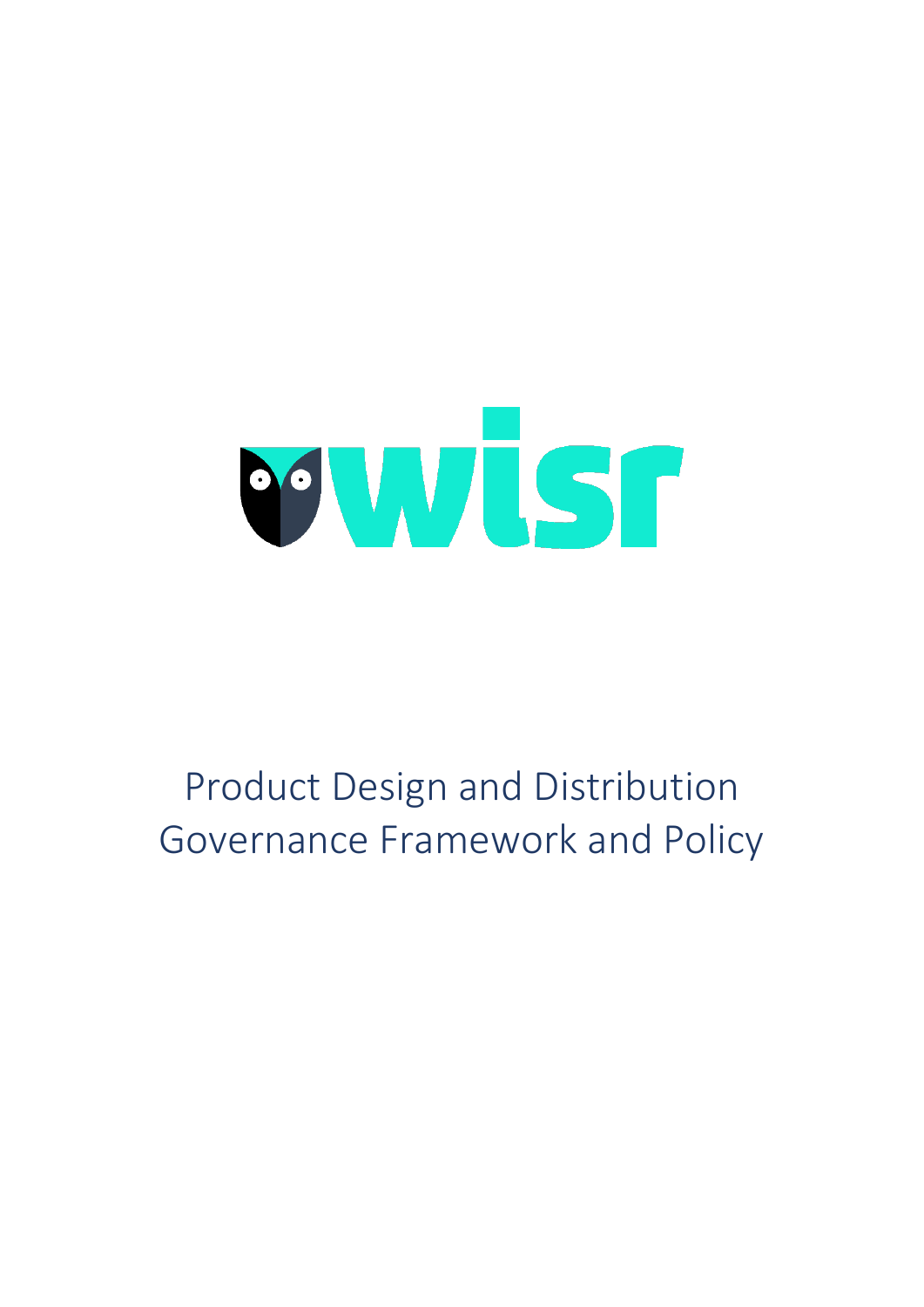wisr

# Product Design and Distribution Governance Framework and Policy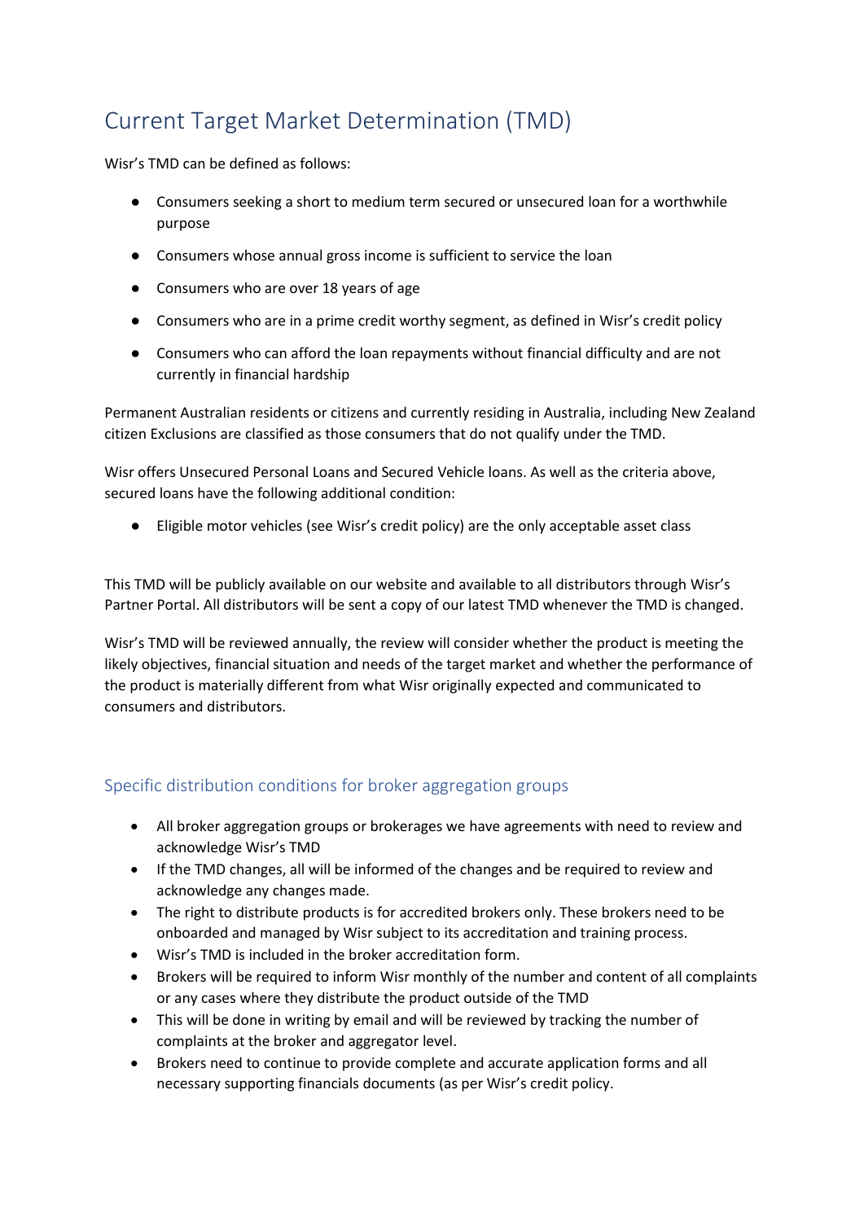# Current Target Market Determination (TMD)

Wisr's TMD can be defined as follows:

- Consumers seeking a short to medium term secured or unsecured loan for a worthwhile purpose
- Consumers whose annual gross income is sufficient to service the loan
- Consumers who are over 18 years of age
- Consumers who are in a prime credit worthy segment, as defined in Wisr's credit policy
- Consumers who can afford the loan repayments without financial difficulty and are not currently in financial hardship

Permanent Australian residents or citizens and currently residing in Australia, including New Zealand citizen Exclusions are classified as those consumers that do not qualify under the TMD.

Wisr offers Unsecured Personal Loans and Secured Vehicle loans. As well as the criteria above, secured loans have the following additional condition:

- Eligible motor vehicles (see Wisr's credit policy) are the only acceptable asset class

This TMD will be publicly available on our website and available to all distributors through Wisr's Partner Portal. All distributors will be sent a copy of our latest TMD whenever the TMD is changed.

Wisr's TMD will be reviewed annually, the review will consider whether the product is meeting the likely objectives, financial situation and needs of the target market and whether the performance of the product is materially different from what Wisr originally expected and communicated to consumers and distributors.

## Specific distribution conditions for broker aggregation groups

- All broker aggregation groups or brokerages we have agreements with need to review and acknowledge Wisr's TMD
- If the TMD changes, all will be informed of the changes and be required to review and acknowledge any changes made.
- The right to distribute products is for accredited brokers only. These brokers need to be onboarded and managed by Wisr subject to its accreditation and training process.
- Wisr's TMD is included in the broker accreditation form.
- Brokers will be required to inform Wisr monthly of the number and content of all complaints or any cases where they distribute the product outside of the TMD
- This will be done in writing by email and will be reviewed by tracking the number of complaints at the broker and aggregator level.
- Brokers need to continue to provide complete and accurate application forms and all necessary supporting financials documents (as per Wisr's credit policy.